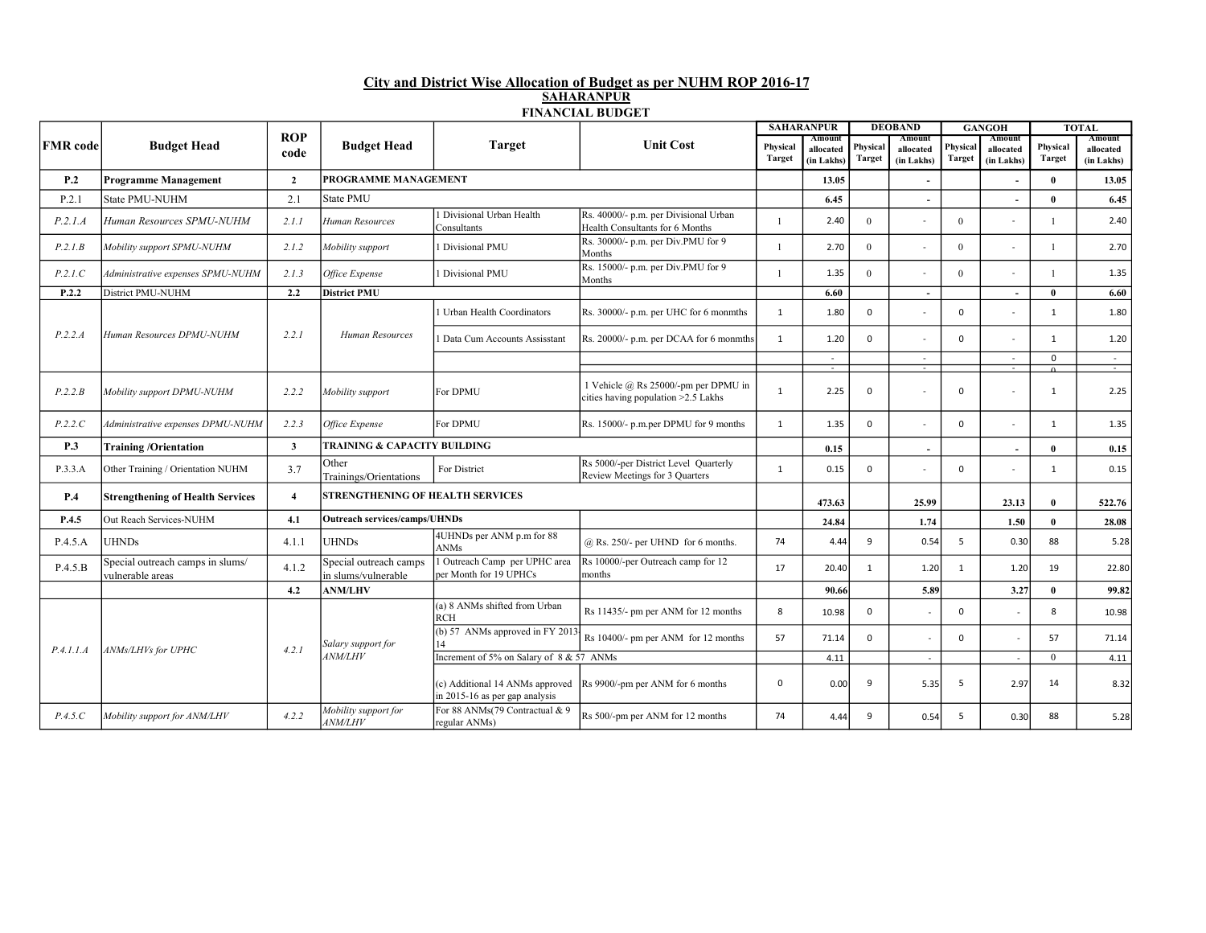# City and District Wise Allocation of Budget as per NUHM ROP 2016-17

## SAHARANPUR

### FINANCIAL BUDGET

| FMR code | Budget Head | ROP code | Budget Head | Target | Unit Cost | SAHARANPUR | | DEOBAND | | GANGOH | | TOTAL | |
|---|---|---|---|---|---|---|---|---|---|---|---|---|---|
| | | | | | | Physical Target | Amount allocated (in Lakhs) | Physical Target | Amount allocated (in Lakhs) | Physical Target | Amount allocated (in Lakhs) | Physical Target | Amount allocated (in Lakhs) |
| **P.2** | **Programme Management** | **2** | **PROGRAMME MANAGEMENT** | | | | **13.05** | | **-** | | **-** | **0** | **13.05** |
| P.2.1 | State PMU-NUHM | 2.1 | State PMU | | | | **6.45** | | **-** | | **-** | **0** | **6.45** |
| *P.2.1.A* | *Human Resources SPMU-NUHM* | *2.1.1* | *Human Resources* | 1 Divisional Urban Health Consultants | Rs. 40000/- p.m. per Divisional Urban Health Consultants for 6 Months | 1 | 2.40 | 0 | - | 0 | - | 1 | 2.40 |
| *P.2.1.B* | *Mobility support SPMU-NUHM* | *2.1.2* | *Mobility support* | 1 Divisional PMU | Rs. 30000/- p.m. per Div.PMU for 9 Months | 1 | 2.70 | 0 | - | 0 | - | 1 | 2.70 |
| *P.2.1.C* | *Administrative expenses SPMU-NUHM* | *2.1.3* | *Office Expense* | 1 Divisional PMU | Rs. 15000/- p.m. per Div.PMU for 9 Months | 1 | 1.35 | 0 | - | 0 | - | 1 | 1.35 |
| **P.2.2** | District PMU-NUHM | **2.2** | **District PMU** | | | | **6.60** | | **-** | | **-** | **0** | **6.60** |
| *P.2.2.A* | *Human Resources DPMU-NUHM* | *2.2.1* | *Human Resources* | 1 Urban Health Coordinators | Rs. 30000/- p.m. per UHC for 6 monmths | 1 | 1.80 | 0 | - | 0 | - | 1 | 1.80 |
| | | | | 1 Data Cum Accounts Assisstant | Rs. 20000/- p.m. per DCAA for 6 monmths | 1 | 1.20 | 0 | - | 0 | - | 1 | 1.20 |
| | | | | | | | - | | - | | - | 0 | - |
| | | | | | | | - | | - | | - | 0 | - |
| *P.2.2.B* | *Mobility support DPMU-NUHM* | *2.2.2* | *Mobility support* | For DPMU | 1 Vehicle @ Rs 25000/-pm per DPMU in cities having population >2.5 Lakhs | 1 | 2.25 | 0 | - | 0 | - | 1 | 2.25 |
| *P.2.2.C* | *Administrative expenses DPMU-NUHM* | *2.2.3* | *Office Expense* | For DPMU | Rs. 15000/- p.m.per DPMU for 9 months | 1 | 1.35 | 0 | - | 0 | - | 1 | 1.35 |
| **P.3** | **Training /Orientation** | **3** | **TRAINING & CAPACITY BUILDING** | | | | **0.15** | | **-** | | **-** | **0** | **0.15** |
| P.3.3.A | Other Training / Orientation NUHM | 3.7 | Other Trainings/Orientations | For District | Rs 5000/-per District Level Quarterly Review Meetings for 3 Quarters | 1 | 0.15 | 0 | - | 0 | - | 1 | 0.15 |
| **P.4** | **Strengthening of Health Services** | **4** | **STRENGTHENING OF HEALTH SERVICES** | | | | **473.63** | | **25.99** | | **23.13** | **0** | **522.76** |
| **P.4.5** | Out Reach Services-NUHM | **4.1** | **Outreach services/camps/UHNDs** | | | | **24.84** | | **1.74** | | **1.50** | **0** | **28.08** |
| P.4.5.A | UHNDs | 4.1.1 | UHNDs | 4UHNDs per ANM p.m for 88 ANMs | @ Rs. 250/- per UHND for 6 months. | 74 | 4.44 | 9 | 0.54 | 5 | 0.30 | 88 | 5.28 |
| P.4.5.B | Special outreach camps in slums/ vulnerable areas | 4.1.2 | Special outreach camps in slums/vulnerable | 1 Outreach Camp per UPHC area per Month for 19 UPHCs | Rs 10000/-per Outreach camp for 12 months | 17 | 20.40 | 1 | 1.20 | 1 | 1.20 | 19 | 22.80 |
| | | **4.2** | **ANM/LHV** | | | | **90.66** | | **5.89** | | **3.27** | **0** | **99.82** |
| *P.4.1.1.A* | *ANMs/LHVs for UPHC* | *4.2.1* | *Salary support for ANM/LHV* | (a) 8 ANMs shifted from Urban RCH | Rs 11435/- pm per ANM for 12 months | 8 | 10.98 | 0 | - | 0 | - | 8 | 10.98 |
| | | | | (b) 57 ANMs approved in FY 2013-14 | Rs 10400/- pm per ANM for 12 months | 57 | 71.14 | 0 | - | 0 | - | 57 | 71.14 |
| | | | | Increment of 5% on Salary of 8 & 57 ANMs | | | 4.11 | | - | | - | 0 | 4.11 |
| | | | | (c) Additional 14 ANMs approved in 2015-16 as per gap analysis | Rs 9900/-pm per ANM for 6 months | 0 | 0.00 | 9 | 5.35 | 5 | 2.97 | 14 | 8.32 |
| *P.4.5.C* | *Mobility support for ANM/LHV* | *4.2.2* | *Mobility support for ANM/LHV* | For 88 ANMs(79 Contractual & 9 regular ANMs) | Rs 500/-pm per ANM for 12 months | 74 | 4.44 | 9 | 0.54 | 5 | 0.30 | 88 | 5.28 |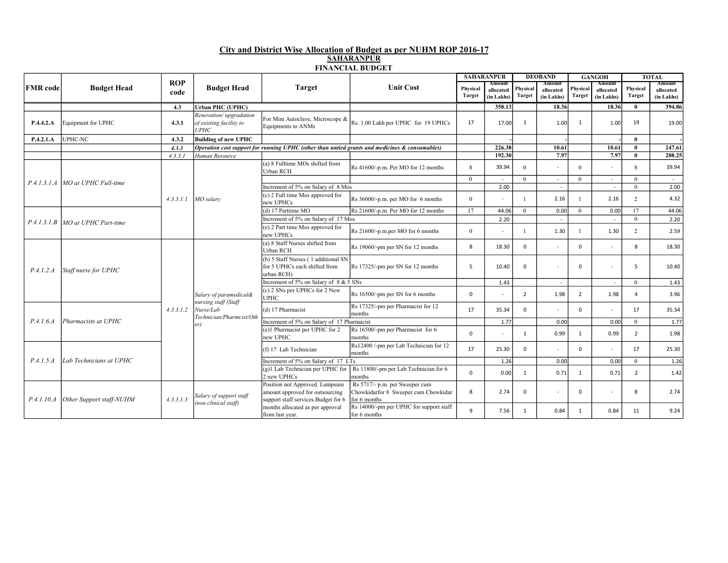## City and District Wise Allocation of Budget as per NUHM ROP 2016-17

### SAHARANPUR

### FINANCIAL BUDGET

| FMR code | Budget Head | ROP code | Budget Head | Target | Unit Cost | SAHARANPUR | | DEOBAND | | GANGOH | | TOTAL | |
|---|---|---|---|---|---|---|---|---|---|---|---|---|---|
| | | | | | | Physical Target | Amount allocated (in Lakhs) | Physical Target | Amount allocated (in Lakhs) | Physical Target | Amount allocated (in Lakhs) | Physical Target | Amount allocated (in Lakhs) |
| | | **4.3** | **Urban PHC (UPHC)** | | | | **358.13** | | **18.36** | | **18.36** | **0** | **394.86** |
| **P.4.4.2.A** | Equipment for UPHC | **4.3.1** | *Renovation/ upgradation of existing facility to UPHC* | For Mini Autoclave, Microscope & Equipments to ANMs | Rs. 1.00 Lakh per UPHC for 19 UPHCs | 17 | 17.00 | 1 | 1.00 | 1 | 1.00 | 19 | 19.00 |
| **P.4.2.1.A** | UPHC-NC | **4.3.2** | **Building of new UPHC** | | | | - | | - | | - | **0** | - |
| | | *4.3.3* | ***Operation cost support for running UPHC (other than untied grants and medicines & consumables)*** | | | | **226.38** | | **10.61** | | **10.61** | **0** | **247.61** |
| | | *4.3.3.1* | *Human Resource* | | | | **192.30** | | **7.97** | | **7.97** | **0** | **208.25** |
| *P.4.1.3.1.A* | *MO at UPHC Full-time* | *4.3.3.1.1* | *MO salary* | (a) 8 Fulltime MOs shifted from Urban RCH | Rs 41600/-p.m. Per MO for 12 months | 8 | 39.94 | 0 | - | 0 | - | 8 | 39.94 |
| | | | | | | 0 | - | 0 | - | 0 | - | 0 | - |
| | | | | Increment of 5% on Salary of 8 Mos | | | 2.00 | | - | | - | 0 | 2.00 |
| | | | | (c) 2 Full time Mos approved for new UPHCs | Rs 36000/-p.m. per MO for 6 months | 0 | - | 1 | 2.16 | 1 | 2.16 | 2 | 4.32 |
| *P.4.1.3.1.B* | *MO at UPHC Part-time* | | | (d) 17 Parttime MO | Rs 21600/-p.m. Per MO for 12 months | 17 | 44.06 | 0 | 0.00 | 0 | 0.00 | 17 | 44.06 |
| | | | | Increment of 5% on Salary of 17 Mos | | | 2.20 | | - | | - | 0 | 2.20 |
| | | | | (e) 2 Part time Mos approved for new UPHCs | Rs 21600/-p.m.per MO for 6 months | 0 | - | 1 | 1.30 | 1 | 1.30 | 2 | 2.59 |
| *P.4.1.2.A* | *Staff nurse for UPHC* | *4.3.3.1.2* | *Salary of paramedical& nursing staff (Staff Nurse/Lab Technician/Pharmcist/Other)* | (a) 8 Staff Nurses shifted from Urban RCH | Rs 19060/-pm per SN for 12 months | 8 | 18.30 | 0 | - | 0 | - | 8 | 18.30 |
| | | | | (b) 5 Staff Nurses ( 1 additional SN for 5 UPHCs each shifted from urban RCH) | Rs 17325/-pm per SN for 12 months | 5 | 10.40 | 0 | - | 0 | - | 5 | 10.40 |
| | | | | Increment of 5% on Salary of 8 & 5 SNs | | | 1.43 | | - | | - | 0 | 1.43 |
| | | | | (c) 2 SNs per UPHCs for 2 New UPHC | Rs 16500/-pm per SN for 6 months | 0 | - | 2 | 1.98 | 2 | 1.98 | 4 | 3.96 |
| *P.4.1.6.A* | *Pharmacists at UPHC* | | | (d) 17 Pharmacist | Rs 17325/-pm per Pharmacist for 12 months | 17 | 35.34 | 0 | - | 0 | - | 17 | 35.34 |
| | | | | Increment of 5% on Salary of 17 Pharmacist | | | 1.77 | | 0.00 | | 0.00 | 0 | 1.77 |
| | | | | (e)1 Pharmacist per UPHC for 2 new UPHC | Rs 16500/-pm per Pharmacist for 6 months | 0 | - | 1 | 0.99 | 1 | 0.99 | 2 | 1.98 |
| *P.4.1.5.A* | *Lab Technicians at UPHC* | | | (f) 17 Lab Technician | Rs12400 /-pm per Lab Technician for 12 months | 17 | 25.30 | 0 | - | 0 | - | 17 | 25.30 |
| | | | | Increment of 5% on Salary of 17 LTs | | | 1.26 | | 0.00 | | 0.00 | 0 | 1.26 |
| | | | | (g)1 Lab Technician per UPHC for 2 new UPHCs | Rs 11800/-pm per Lab Technician for 6 months | 0 | 0.00 | 1 | 0.71 | 1 | 0.71 | 2 | 1.42 |
| *P.4.1.10.A* | *Other Support staff-NUHM* | *4.3.3.1.3* | *Salary of support staff (non clinical staff)* | Position not Approved. Lumpsum amount approved for outsourcing support staff services.Budget for 6 months allocated as per approval from last year. | Rs 5717/- p.m. per Sweeper cum Chowkidarfor 8 Sweeper cum Chowkidar for 6 months | 8 | 2.74 | 0 | - | 0 | - | 8 | 2.74 |
| | | | | | Rs 14000/-pm per UPHC for support staff for 6 months | 9 | 7.56 | 1 | 0.84 | 1 | 0.84 | 11 | 9.24 |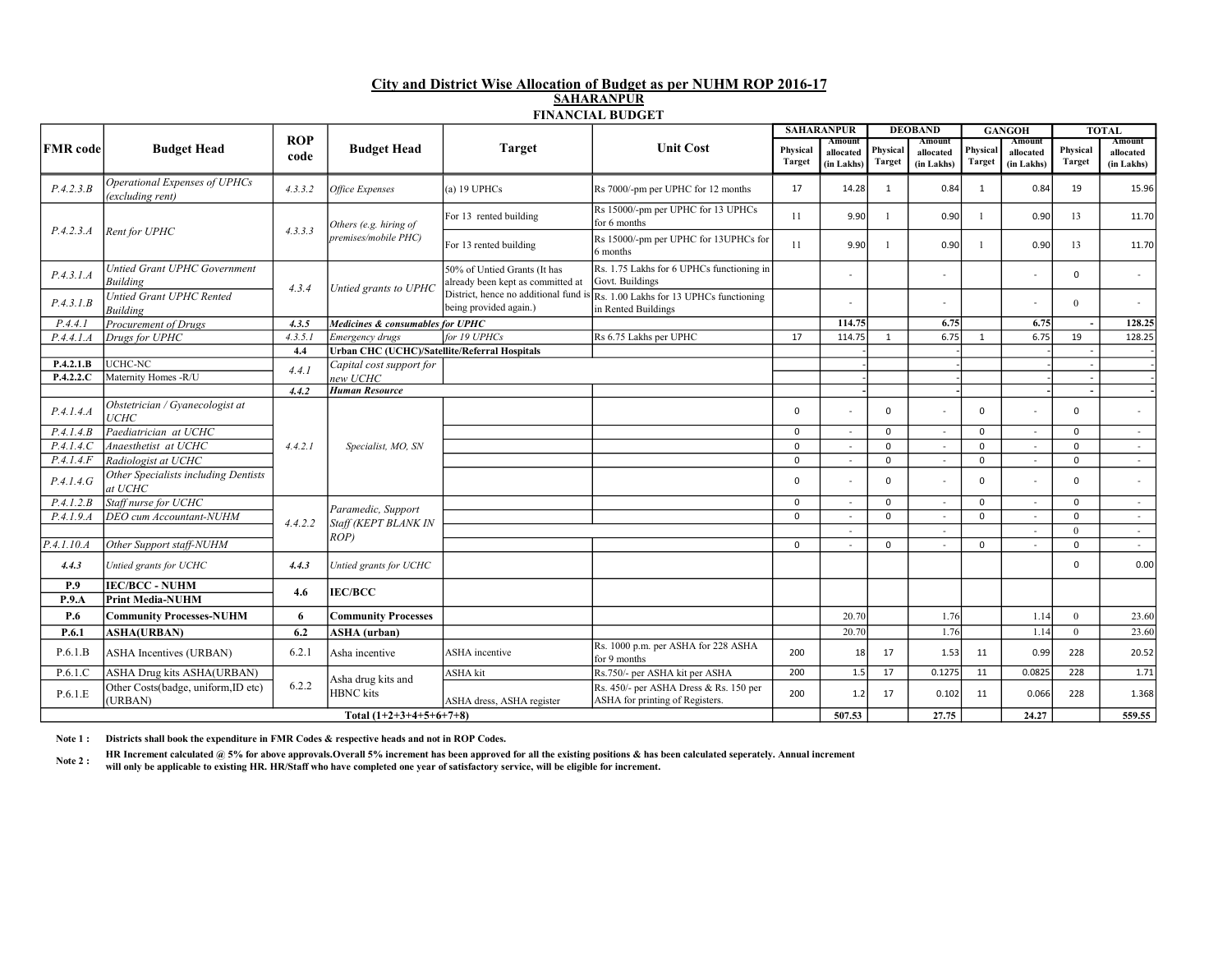## City and District Wise Allocation of Budget as per NUHM ROP 2016-17

### SAHARANPUR

### FINANCIAL BUDGET

| FMR code | Budget Head | ROP code | Budget Head | Target | Unit Cost | SAHARANPUR | | DEOBAND | | GANGOH | | TOTAL | |
|---|---|---|---|---|---|---|---|---|---|---|---|---|---|
| | | | | | | Physical Target | Amount allocated (in Lakhs) | Physical Target | Amount allocated (in Lakhs) | Physical Target | Amount allocated (in Lakhs) | Physical Target | Amount allocated (in Lakhs) |
| *P.4.2.3.B* | *Operational Expenses of UPHCs (excluding rent)* | *4.3.3.2* | *Office Expenses* | (a) 19 UPHCs | Rs 7000/-pm per UPHC for 12 months | 17 | 14.28 | 1 | 0.84 | 1 | 0.84 | 19 | 15.96 |
| *P.4.2.3.A* | *Rent for UPHC* | *4.3.3.3* | *Others (e.g. hiring of premises/mobile PHC)* | For 13 rented building | Rs 15000/-pm per UPHC for 13 UPHCs for 6 months | 11 | 9.90 | 1 | 0.90 | 1 | 0.90 | 13 | 11.70 |
| | | | | For 13 rented building | Rs 15000/-pm per UPHC for 13UPHCs for 6 months | 11 | 9.90 | 1 | 0.90 | 1 | 0.90 | 13 | 11.70 |
| *P.4.3.1.A* | *Untied Grant UPHC Government Building* | *4.3.4* | *Untied grants to UPHC* | 50% of Untied Grants (It has already been kept as committed at District, hence no additional fund is being provided again.) | Rs. 1.75 Lakhs for 6 UPHCs functioning in Govt. Buildings | | - | | - | | - | 0 | - |
| *P.4.3.1.B* | *Untied Grant UPHC Rented Building* | | | | Rs. 1.00 Lakhs for 13 UPHCs functioning in Rented Buildings | | - | | - | | - | 0 | - |
| *P.4.4.1* | *Procurement of Drugs* | ***4.3.5*** | ***Medicines & consumables for UPHC*** | | | | **114.75** | | **6.75** | | **6.75** | **-** | **128.25** |
| *P.4.4.1.A* | *Drugs for UPHC* | *4.3.5.1* | *Emergency drugs* | *for 19 UPHCs* | Rs 6.75 Lakhs per UPHC | 17 | 114.75 | 1 | 6.75 | 1 | 6.75 | 19 | 128.25 |
| | | **4.4** | **Urban CHC (UCHC)/Satellite/Referral Hospitals** | | | | - | | - | | - | - | - |
| **P.4.2.1.B** | UCHC-NC | *4.4.1* | *Capital cost support for new UCHC* | | | | - | | - | | - | - | - |
| **P.4.2.2.C** | Maternity Homes -R/U | | | | | | - | | - | | - | - | - |
| | | ***4.4.2*** | ***Human Resource*** | | | | - | | - | | - | - | - |
| *P.4.1.4.A* | *Obstetrician / Gyanecologist at UCHC* | *4.4.2.1* | *Specialist, MO, SN* | | | 0 | - | 0 | - | 0 | - | 0 | - |
| *P.4.1.4.B* | *Paediatrician at UCHC* | | | | | 0 | - | 0 | - | 0 | - | 0 | - |
| *P.4.1.4.C* | *Anaesthetist at UCHC* | | | | | 0 | - | 0 | - | 0 | - | 0 | - |
| *P.4.1.4.F* | *Radiologist at UCHC* | | | | | 0 | - | 0 | - | 0 | - | 0 | - |
| *P.4.1.4.G* | *Other Specialists including Dentists at UCHC* | | | | | 0 | - | 0 | - | 0 | - | 0 | - |
| *P.4.1.2.B* | *Staff nurse for UCHC* | *4.4.2.2* | *Paramedic, Support Staff (KEPT BLANK IN ROP)* | | | 0 | - | 0 | - | 0 | - | 0 | - |
| *P.4.1.9.A* | *DEO cum Accountant-NUHM* | | | | | 0 | - | 0 | - | 0 | - | 0 | - |
| | | | | | | | - | | - | | - | 0 | - |
| *P.4.1.10.A* | *Other Support staff-NUHM* | | | | | 0 | - | 0 | - | 0 | - | 0 | - |
| ***4.4.3*** | *Untied grants for UCHC* | ***4.4.3*** | *Untied grants for UCHC* | | | | | | | | | 0 | 0.00 |
| **P.9** | **IEC/BCC - NUHM** | **4.6** | **IEC/BCC** | | | | | | | | | | |
| **P.9.A** | **Print Media-NUHM** | | | | | | | | | | | | |
| **P.6** | **Community Processes-NUHM** | **6** | **Community Processes** | | | | 20.70 | | 1.76 | | 1.14 | 0 | 23.60 |
| **P.6.1** | **ASHA(URBAN)** | **6.2** | **ASHA (urban)** | | | | 20.70 | | 1.76 | | 1.14 | 0 | 23.60 |
| P.6.1.B | ASHA Incentives (URBAN) | 6.2.1 | Asha incentive | ASHA incentive | Rs. 1000 p.m. per ASHA for 228 ASHA for 9 months | 200 | 18 | 17 | 1.53 | 11 | 0.99 | 228 | 20.52 |
| P.6.1.C | ASHA Drug kits ASHA(URBAN) | 6.2.2 | Asha drug kits and HBNC kits | ASHA kit | Rs.750/- per ASHA kit per ASHA | 200 | 1.5 | 17 | 0.1275 | 11 | 0.0825 | 228 | 1.71 |
| P.6.1.E | Other Costs(badge, uniform,ID etc) (URBAN) | | | ASHA dress, ASHA register | Rs. 450/- per ASHA Dress & Rs. 150 per ASHA for printing of Registers. | 200 | 1.2 | 17 | 0.102 | 11 | 0.066 | 228 | 1.368 |
| **Total (1+2+3+4+5+6+7+8)** | | | | | | | **507.53** | | **27.75** | | **24.27** | | **559.55** |

**Note 1 :** **Districts shall book the expenditure in FMR Codes & respective heads and not in ROP Codes.**

**Note 2 :** **HR Increment calculated @ 5% for above approvals.Overall 5% increment has been approved for all the existing positions & has been calculated seperately. Annual increment will only be applicable to existing HR. HR/Staff who have completed one year of satisfactory service, will be eligible for increment.**